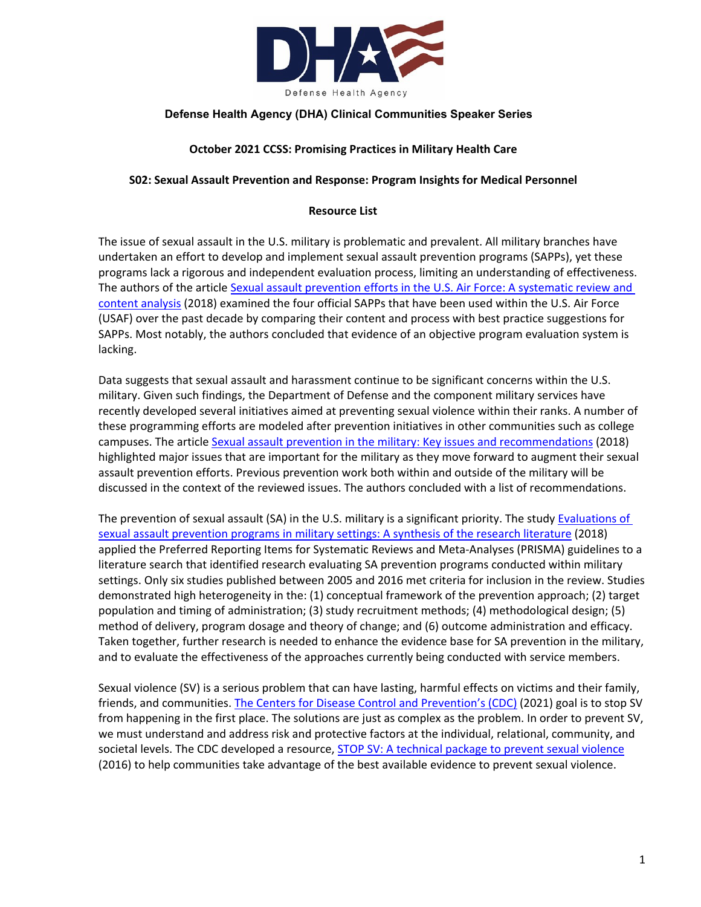**Defense Health Agency (DHA) Clinical Communities Speaker Series**

**October 2021 CCSS: Promising Practices in Military Health Care**

**S02: Sexual Assault Prevention and Response: Program Insights for Medical Personnel**

**Resource List**

The issue of sexual assault in the U.S. military is problematic and prevalent. All military branches have undertaken an effort to develop and implement sexual assault prevention programs (SAPPs), yet these programs lack a rigorous and independent evaluation process, limiting an understanding of effectiveness. The authors of the article Sexual assault prevention efforts in the U.S. Air Force: A systematic review and content analysis (2018) examined the four official SAPPs that have been used within the U.S. Air Force (USAF) over the past decade by comparing their content and process with best practice suggestions for SAPPs. Most notably, the authors concluded that evidence of an objective program evaluation system is lacking.

Data suggests that sexual assault and harassment continue to be significant concerns within the U.S. military. Given such findings, the Department of Defense and the component military services have recently developed several initiatives aimed at preventing sexual violence within their ranks. A number of these programming efforts are modeled after prevention initiatives in other communities such as college campuses. The article Sexual assault prevention in the military: Key issues and recommendations (2018) highlighted major issues that are important for the military as they move forward to augment their sexual assault prevention efforts. Previous prevention work both within and outside of the military will be discussed in the context of the reviewed issues. The authors concluded with a list of recommendations.

The prevention of sexual assault (SA) in the U.S. military is a significant priority. The study Evaluations of sexual assault prevention programs in military settings: A synthesis of the research literature (2018) applied the Preferred Reporting Items for Systematic Reviews and Meta-Analyses (PRISMA) guidelines to a literature search that identified research evaluating SA prevention programs conducted within military settings. Only six studies published between 2005 and 2016 met criteria for inclusion in the review. Studies demonstrated high heterogeneity in the: (1) conceptual framework of the prevention approach; (2) target population and timing of administration; (3) study recruitment methods; (4) methodological design; (5) method of delivery, program dosage and theory of change; and (6) outcome administration and efficacy. Taken together, further research is needed to enhance the evidence base for SA prevention in the military, and to evaluate the effectiveness of the approaches currently being conducted with service members.

Sexual violence (SV) is a serious problem that can have lasting, harmful effects on victims and their family, friends, and communities. The Centers for Disease Control and Prevention's (CDC) (2021) goal is to stop SV from happening in the first place. The solutions are just as complex as the problem. In order to prevent SV, we must understand and address risk and protective factors at the individual, relational, community, and societal levels. The CDC developed a resource, STOP SV: A technical package to prevent sexual violence (2016) to help communities take advantage of the best available evidence to prevent sexual violence.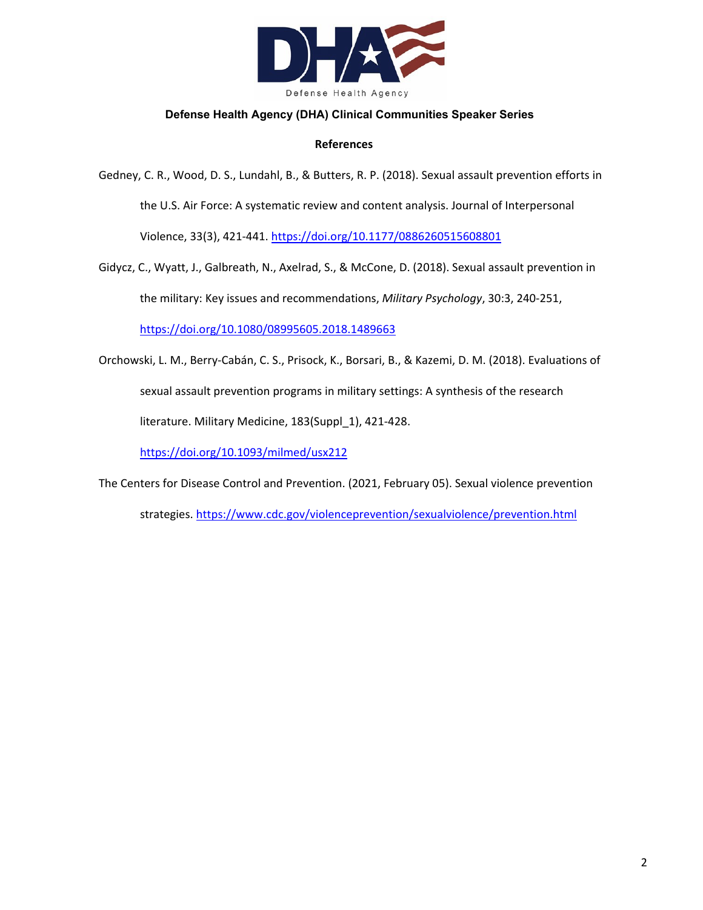**Defense Health Agency (DHA) Clinical Communities Speaker Series**

**References**

Gedney, C. R., Wood, D. S., Lundahl, B., & Butters, R. P. (2018). Sexual assault prevention efforts in the U.S. Air Force: A systematic review and content analysis. Journal of Interpersonal Violence, 33(3), 421-441. https://doi.org/10.1177/0886260515608801

Gidycz, C., Wyatt, J., Galbreath, N., Axelrad, S., & McCone, D. (2018). Sexual assault prevention in the military: Key issues and recommendations, *Military Psychology*, 30:3, 240-251, https://doi.org/10.1080/08995605.2018.1489663

Orchowski, L. M., Berry-Cabán, C. S., Prisock, K., Borsari, B., & Kazemi, D. M. (2018). Evaluations of sexual assault prevention programs in military settings: A synthesis of the research literature. Military Medicine, 183(Suppl_1), 421-428. https://doi.org/10.1093/milmed/usx212

The Centers for Disease Control and Prevention. (2021, February 05). Sexual violence prevention strategies. https://www.cdc.gov/violenceprevention/sexualviolence/prevention.html